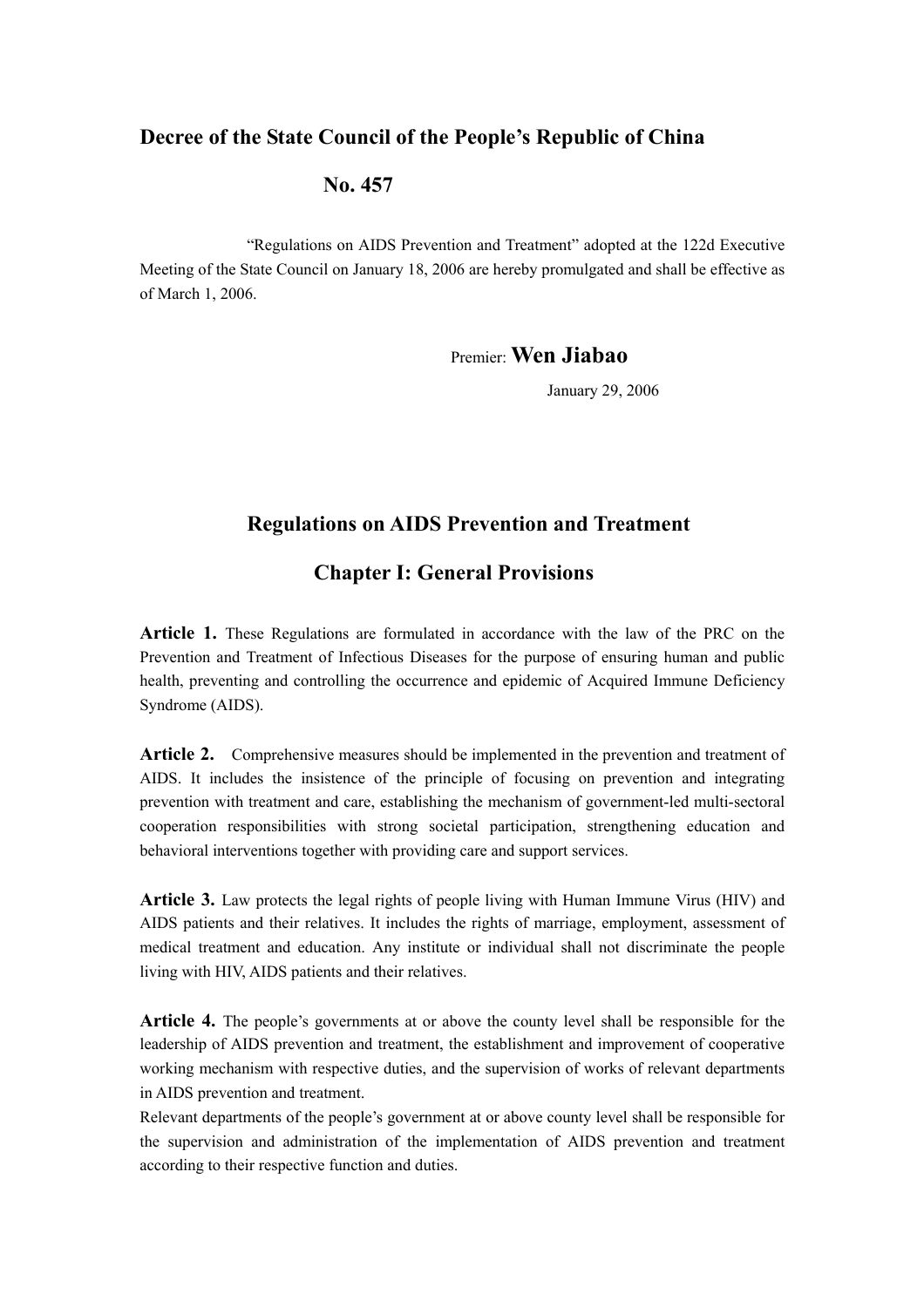# Decree of the State Council of the People's Republic of China

## No. 457

"Regulations on AIDS Prevention and Treatment" adopted at the 122d Executive Meeting of the State Council on January 18, 2006 are hereby promulgated and shall be effective as of March 1, 2006.

Premier: **Wen Jiabao**

January 29, 2006

# Regulations on AIDS Prevention and Treatment

## Chapter I: General Provisions

**Article 1.** These Regulations are formulated in accordance with the law of the PRC on the Prevention and Treatment of Infectious Diseases for the purpose of ensuring human and public health, preventing and controlling the occurrence and epidemic of Acquired Immune Deficiency Syndrome (AIDS).

**Article 2.** Comprehensive measures should be implemented in the prevention and treatment of AIDS. It includes the insistence of the principle of focusing on prevention and integrating prevention with treatment and care, establishing the mechanism of government-led multi-sectoral cooperation responsibilities with strong societal participation, strengthening education and behavioral interventions together with providing care and support services.

**Article 3.** Law protects the legal rights of people living with Human Immune Virus (HIV) and AIDS patients and their relatives. It includes the rights of marriage, employment, assessment of medical treatment and education. Any institute or individual shall not discriminate the people living with HIV, AIDS patients and their relatives.

**Article 4.** The people's governments at or above the county level shall be responsible for the leadership of AIDS prevention and treatment, the establishment and improvement of cooperative working mechanism with respective duties, and the supervision of works of relevant departments in AIDS prevention and treatment.

Relevant departments of the people's government at or above county level shall be responsible for the supervision and administration of the implementation of AIDS prevention and treatment according to their respective function and duties.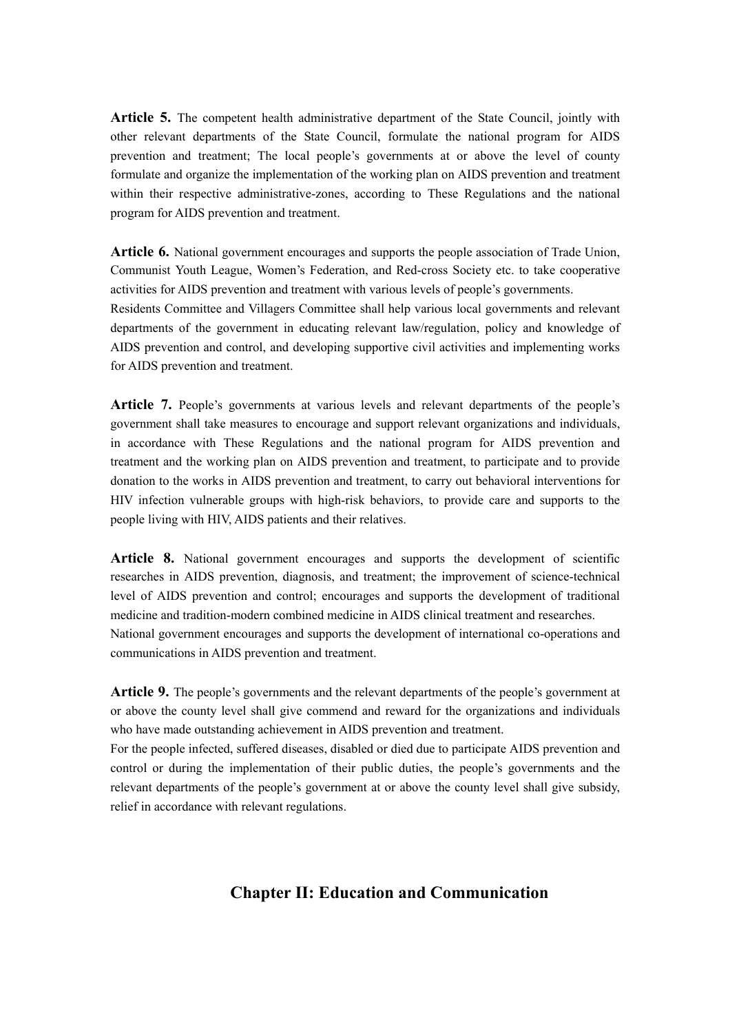**Article 5.** The competent health administrative department of the State Council, jointly with other relevant departments of the State Council, formulate the national program for AIDS prevention and treatment; The local people's governments at or above the level of county formulate and organize the implementation of the working plan on AIDS prevention and treatment within their respective administrative-zones, according to These Regulations and the national program for AIDS prevention and treatment.

**Article 6.** National government encourages and supports the people association of Trade Union, Communist Youth League, Women's Federation, and Red-cross Society etc. to take cooperative activities for AIDS prevention and treatment with various levels of people's governments.
Residents Committee and Villagers Committee shall help various local governments and relevant departments of the government in educating relevant law/regulation, policy and knowledge of AIDS prevention and control, and developing supportive civil activities and implementing works for AIDS prevention and treatment.

**Article 7.** People's governments at various levels and relevant departments of the people's government shall take measures to encourage and support relevant organizations and individuals, in accordance with These Regulations and the national program for AIDS prevention and treatment and the working plan on AIDS prevention and treatment, to participate and to provide donation to the works in AIDS prevention and treatment, to carry out behavioral interventions for HIV infection vulnerable groups with high-risk behaviors, to provide care and supports to the people living with HIV, AIDS patients and their relatives.

**Article 8.** National government encourages and supports the development of scientific researches in AIDS prevention, diagnosis, and treatment; the improvement of science-technical level of AIDS prevention and control; encourages and supports the development of traditional medicine and tradition-modern combined medicine in AIDS clinical treatment and researches.
National government encourages and supports the development of international co-operations and communications in AIDS prevention and treatment.

**Article 9.** The people's governments and the relevant departments of the people's government at or above the county level shall give commend and reward for the organizations and individuals who have made outstanding achievement in AIDS prevention and treatment.
For the people infected, suffered diseases, disabled or died due to participate AIDS prevention and control or during the implementation of their public duties, the people's governments and the relevant departments of the people's government at or above the county level shall give subsidy, relief in accordance with relevant regulations.

## Chapter II: Education and Communication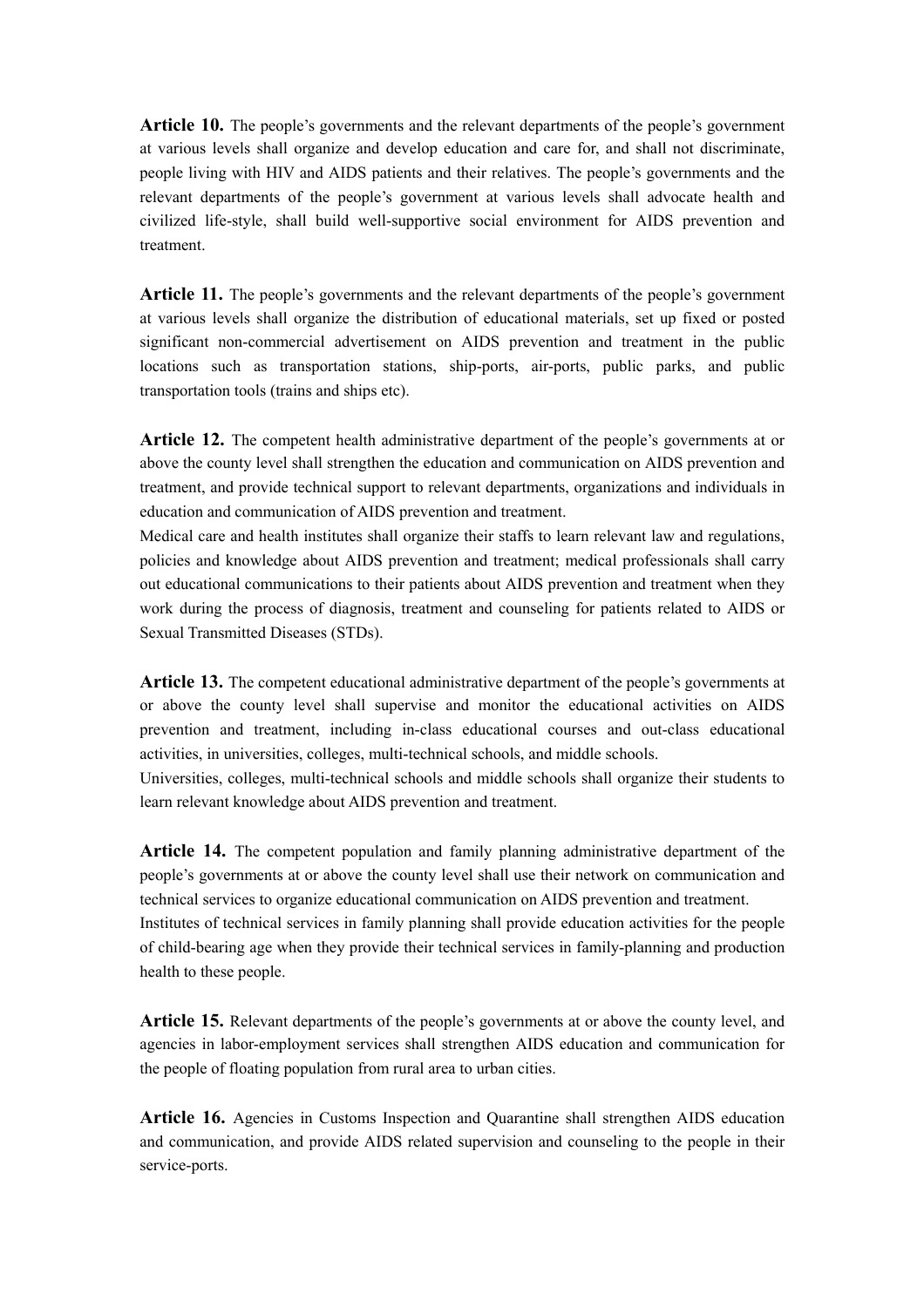**Article 10.** The people's governments and the relevant departments of the people's government at various levels shall organize and develop education and care for, and shall not discriminate, people living with HIV and AIDS patients and their relatives. The people's governments and the relevant departments of the people's government at various levels shall advocate health and civilized life-style, shall build well-supportive social environment for AIDS prevention and treatment.

**Article 11.** The people's governments and the relevant departments of the people's government at various levels shall organize the distribution of educational materials, set up fixed or posted significant non-commercial advertisement on AIDS prevention and treatment in the public locations such as transportation stations, ship-ports, air-ports, public parks, and public transportation tools (trains and ships etc).

**Article 12.** The competent health administrative department of the people's governments at or above the county level shall strengthen the education and communication on AIDS prevention and treatment, and provide technical support to relevant departments, organizations and individuals in education and communication of AIDS prevention and treatment.

Medical care and health institutes shall organize their staffs to learn relevant law and regulations, policies and knowledge about AIDS prevention and treatment; medical professionals shall carry out educational communications to their patients about AIDS prevention and treatment when they work during the process of diagnosis, treatment and counseling for patients related to AIDS or Sexual Transmitted Diseases (STDs).

**Article 13.** The competent educational administrative department of the people's governments at or above the county level shall supervise and monitor the educational activities on AIDS prevention and treatment, including in-class educational courses and out-class educational activities, in universities, colleges, multi-technical schools, and middle schools.

Universities, colleges, multi-technical schools and middle schools shall organize their students to learn relevant knowledge about AIDS prevention and treatment.

**Article 14.** The competent population and family planning administrative department of the people's governments at or above the county level shall use their network on communication and technical services to organize educational communication on AIDS prevention and treatment.

Institutes of technical services in family planning shall provide education activities for the people of child-bearing age when they provide their technical services in family-planning and production health to these people.

**Article 15.** Relevant departments of the people's governments at or above the county level, and agencies in labor-employment services shall strengthen AIDS education and communication for the people of floating population from rural area to urban cities.

**Article 16.** Agencies in Customs Inspection and Quarantine shall strengthen AIDS education and communication, and provide AIDS related supervision and counseling to the people in their service-ports.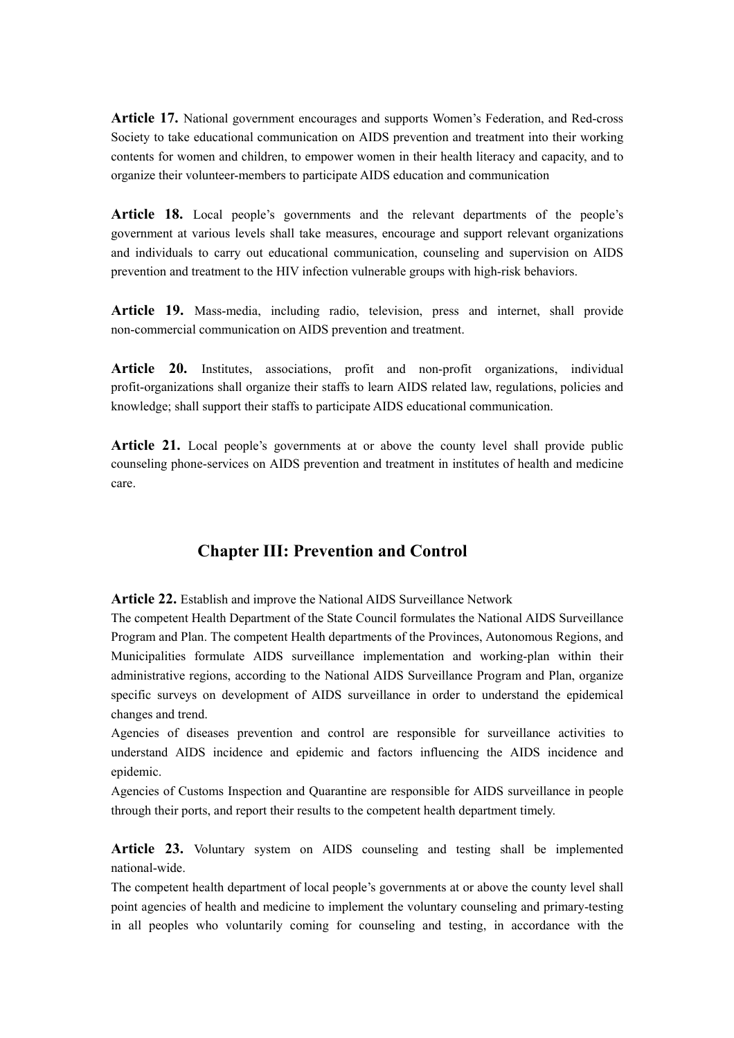**Article 17.** National government encourages and supports Women's Federation, and Red-cross Society to take educational communication on AIDS prevention and treatment into their working contents for women and children, to empower women in their health literacy and capacity, and to organize their volunteer-members to participate AIDS education and communication

**Article 18.** Local people's governments and the relevant departments of the people's government at various levels shall take measures, encourage and support relevant organizations and individuals to carry out educational communication, counseling and supervision on AIDS prevention and treatment to the HIV infection vulnerable groups with high-risk behaviors.

**Article 19.** Mass-media, including radio, television, press and internet, shall provide non-commercial communication on AIDS prevention and treatment.

**Article 20.** Institutes, associations, profit and non-profit organizations, individual profit-organizations shall organize their staffs to learn AIDS related law, regulations, policies and knowledge; shall support their staffs to participate AIDS educational communication.

**Article 21.** Local people's governments at or above the county level shall provide public counseling phone-services on AIDS prevention and treatment in institutes of health and medicine care.

## Chapter III: Prevention and Control

**Article 22.** Establish and improve the National AIDS Surveillance Network

The competent Health Department of the State Council formulates the National AIDS Surveillance Program and Plan. The competent Health departments of the Provinces, Autonomous Regions, and Municipalities formulate AIDS surveillance implementation and working-plan within their administrative regions, according to the National AIDS Surveillance Program and Plan, organize specific surveys on development of AIDS surveillance in order to understand the epidemical changes and trend.

Agencies of diseases prevention and control are responsible for surveillance activities to understand AIDS incidence and epidemic and factors influencing the AIDS incidence and epidemic.

Agencies of Customs Inspection and Quarantine are responsible for AIDS surveillance in people through their ports, and report their results to the competent health department timely.

**Article 23.** Voluntary system on AIDS counseling and testing shall be implemented national-wide.

The competent health department of local people's governments at or above the county level shall point agencies of health and medicine to implement the voluntary counseling and primary-testing in all peoples who voluntarily coming for counseling and testing, in accordance with the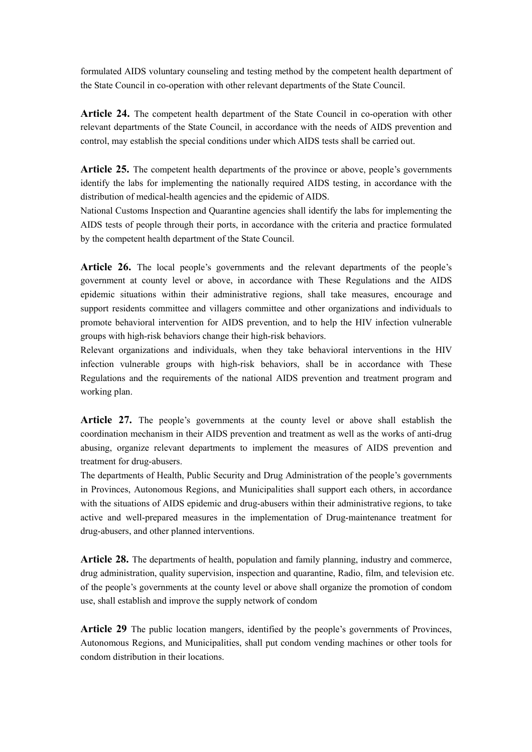formulated AIDS voluntary counseling and testing method by the competent health department of the State Council in co-operation with other relevant departments of the State Council.

**Article 24.** The competent health department of the State Council in co-operation with other relevant departments of the State Council, in accordance with the needs of AIDS prevention and control, may establish the special conditions under which AIDS tests shall be carried out.

**Article 25.** The competent health departments of the province or above, people's governments identify the labs for implementing the nationally required AIDS testing, in accordance with the distribution of medical-health agencies and the epidemic of AIDS.

National Customs Inspection and Quarantine agencies shall identify the labs for implementing the AIDS tests of people through their ports, in accordance with the criteria and practice formulated by the competent health department of the State Council.

**Article 26.** The local people's governments and the relevant departments of the people's government at county level or above, in accordance with These Regulations and the AIDS epidemic situations within their administrative regions, shall take measures, encourage and support residents committee and villagers committee and other organizations and individuals to promote behavioral intervention for AIDS prevention, and to help the HIV infection vulnerable groups with high-risk behaviors change their high-risk behaviors.

Relevant organizations and individuals, when they take behavioral interventions in the HIV infection vulnerable groups with high-risk behaviors, shall be in accordance with These Regulations and the requirements of the national AIDS prevention and treatment program and working plan.

**Article 27.** The people's governments at the county level or above shall establish the coordination mechanism in their AIDS prevention and treatment as well as the works of anti-drug abusing, organize relevant departments to implement the measures of AIDS prevention and treatment for drug-abusers.

The departments of Health, Public Security and Drug Administration of the people's governments in Provinces, Autonomous Regions, and Municipalities shall support each others, in accordance with the situations of AIDS epidemic and drug-abusers within their administrative regions, to take active and well-prepared measures in the implementation of Drug-maintenance treatment for drug-abusers, and other planned interventions.

**Article 28.** The departments of health, population and family planning, industry and commerce, drug administration, quality supervision, inspection and quarantine, Radio, film, and television etc. of the people's governments at the county level or above shall organize the promotion of condom use, shall establish and improve the supply network of condom

**Article 29** The public location mangers, identified by the people's governments of Provinces, Autonomous Regions, and Municipalities, shall put condom vending machines or other tools for condom distribution in their locations.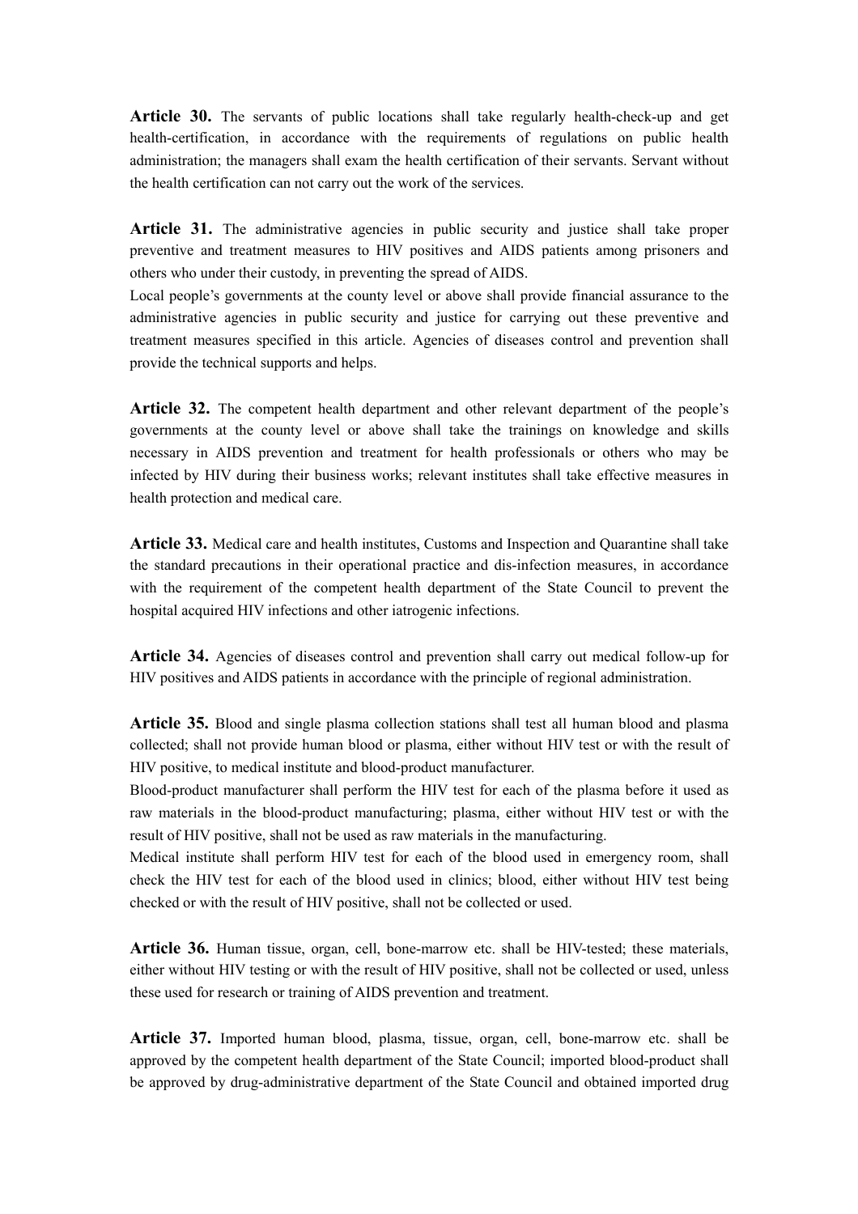**Article 30.** The servants of public locations shall take regularly health-check-up and get health-certification, in accordance with the requirements of regulations on public health administration; the managers shall exam the health certification of their servants. Servant without the health certification can not carry out the work of the services.

**Article 31.** The administrative agencies in public security and justice shall take proper preventive and treatment measures to HIV positives and AIDS patients among prisoners and others who under their custody, in preventing the spread of AIDS.

Local people's governments at the county level or above shall provide financial assurance to the administrative agencies in public security and justice for carrying out these preventive and treatment measures specified in this article. Agencies of diseases control and prevention shall provide the technical supports and helps.

**Article 32.** The competent health department and other relevant department of the people's governments at the county level or above shall take the trainings on knowledge and skills necessary in AIDS prevention and treatment for health professionals or others who may be infected by HIV during their business works; relevant institutes shall take effective measures in health protection and medical care.

**Article 33.** Medical care and health institutes, Customs and Inspection and Quarantine shall take the standard precautions in their operational practice and dis-infection measures, in accordance with the requirement of the competent health department of the State Council to prevent the hospital acquired HIV infections and other iatrogenic infections.

**Article 34.** Agencies of diseases control and prevention shall carry out medical follow-up for HIV positives and AIDS patients in accordance with the principle of regional administration.

**Article 35.** Blood and single plasma collection stations shall test all human blood and plasma collected; shall not provide human blood or plasma, either without HIV test or with the result of HIV positive, to medical institute and blood-product manufacturer.

Blood-product manufacturer shall perform the HIV test for each of the plasma before it used as raw materials in the blood-product manufacturing; plasma, either without HIV test or with the result of HIV positive, shall not be used as raw materials in the manufacturing.

Medical institute shall perform HIV test for each of the blood used in emergency room, shall check the HIV test for each of the blood used in clinics; blood, either without HIV test being checked or with the result of HIV positive, shall not be collected or used.

**Article 36.** Human tissue, organ, cell, bone-marrow etc. shall be HIV-tested; these materials, either without HIV testing or with the result of HIV positive, shall not be collected or used, unless these used for research or training of AIDS prevention and treatment.

**Article 37.** Imported human blood, plasma, tissue, organ, cell, bone-marrow etc. shall be approved by the competent health department of the State Council; imported blood-product shall be approved by drug-administrative department of the State Council and obtained imported drug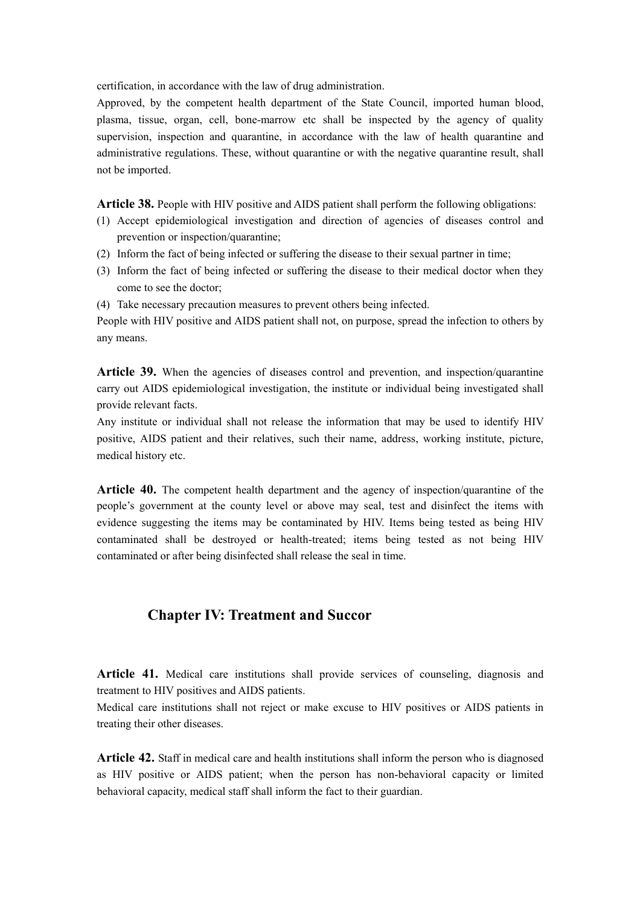certification, in accordance with the law of drug administration.

Approved, by the competent health department of the State Council, imported human blood, plasma, tissue, organ, cell, bone-marrow etc shall be inspected by the agency of quality supervision, inspection and quarantine, in accordance with the law of health quarantine and administrative regulations. These, without quarantine or with the negative quarantine result, shall not be imported.

**Article 38.** People with HIV positive and AIDS patient shall perform the following obligations:

(1) Accept epidemiological investigation and direction of agencies of diseases control and prevention or inspection/quarantine;
(2) Inform the fact of being infected or suffering the disease to their sexual partner in time;
(3) Inform the fact of being infected or suffering the disease to their medical doctor when they come to see the doctor;
(4) Take necessary precaution measures to prevent others being infected.

People with HIV positive and AIDS patient shall not, on purpose, spread the infection to others by any means.

**Article 39.** When the agencies of diseases control and prevention, and inspection/quarantine carry out AIDS epidemiological investigation, the institute or individual being investigated shall provide relevant facts.

Any institute or individual shall not release the information that may be used to identify HIV positive, AIDS patient and their relatives, such their name, address, working institute, picture, medical history etc.

**Article 40.** The competent health department and the agency of inspection/quarantine of the people's government at the county level or above may seal, test and disinfect the items with evidence suggesting the items may be contaminated by HIV. Items being tested as being HIV contaminated shall be destroyed or health-treated; items being tested as not being HIV contaminated or after being disinfected shall release the seal in time.

## Chapter IV: Treatment and Succor

**Article 41.** Medical care institutions shall provide services of counseling, diagnosis and treatment to HIV positives and AIDS patients.

Medical care institutions shall not reject or make excuse to HIV positives or AIDS patients in treating their other diseases.

**Article 42.** Staff in medical care and health institutions shall inform the person who is diagnosed as HIV positive or AIDS patient; when the person has non-behavioral capacity or limited behavioral capacity, medical staff shall inform the fact to their guardian.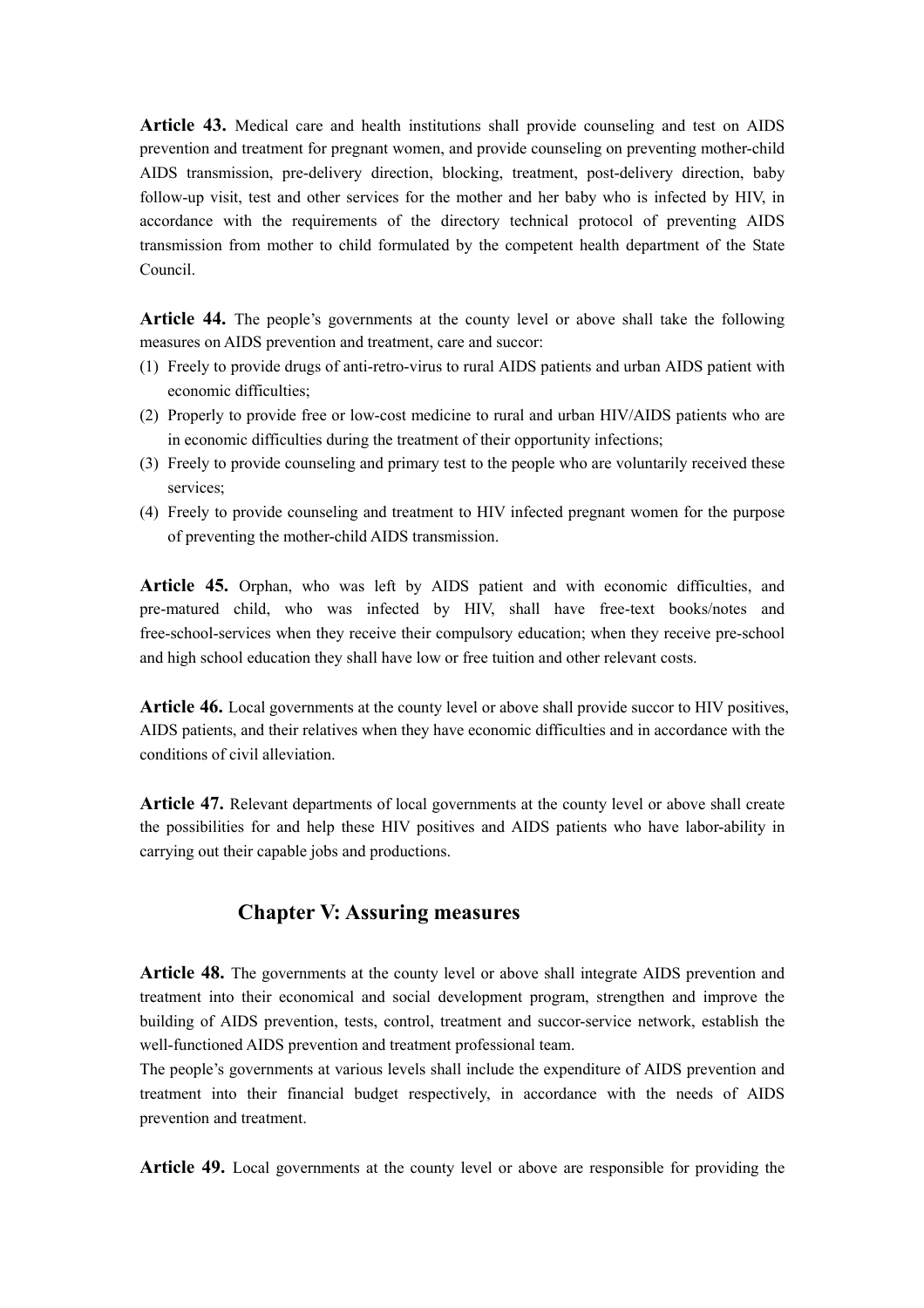**Article 43.** Medical care and health institutions shall provide counseling and test on AIDS prevention and treatment for pregnant women, and provide counseling on preventing mother-child AIDS transmission, pre-delivery direction, blocking, treatment, post-delivery direction, baby follow-up visit, test and other services for the mother and her baby who is infected by HIV, in accordance with the requirements of the directory technical protocol of preventing AIDS transmission from mother to child formulated by the competent health department of the State Council.

**Article 44.** The people's governments at the county level or above shall take the following measures on AIDS prevention and treatment, care and succor:

(1) Freely to provide drugs of anti-retro-virus to rural AIDS patients and urban AIDS patient with economic difficulties;
(2) Properly to provide free or low-cost medicine to rural and urban HIV/AIDS patients who are in economic difficulties during the treatment of their opportunity infections;
(3) Freely to provide counseling and primary test to the people who are voluntarily received these services;
(4) Freely to provide counseling and treatment to HIV infected pregnant women for the purpose of preventing the mother-child AIDS transmission.

**Article 45.** Orphan, who was left by AIDS patient and with economic difficulties, and pre-matured child, who was infected by HIV, shall have free-text books/notes and free-school-services when they receive their compulsory education; when they receive pre-school and high school education they shall have low or free tuition and other relevant costs.

**Article 46.** Local governments at the county level or above shall provide succor to HIV positives, AIDS patients, and their relatives when they have economic difficulties and in accordance with the conditions of civil alleviation.

**Article 47.** Relevant departments of local governments at the county level or above shall create the possibilities for and help these HIV positives and AIDS patients who have labor-ability in carrying out their capable jobs and productions.

## Chapter V: Assuring measures

**Article 48.** The governments at the county level or above shall integrate AIDS prevention and treatment into their economical and social development program, strengthen and improve the building of AIDS prevention, tests, control, treatment and succor-service network, establish the well-functioned AIDS prevention and treatment professional team.

The people's governments at various levels shall include the expenditure of AIDS prevention and treatment into their financial budget respectively, in accordance with the needs of AIDS prevention and treatment.

**Article 49.** Local governments at the county level or above are responsible for providing the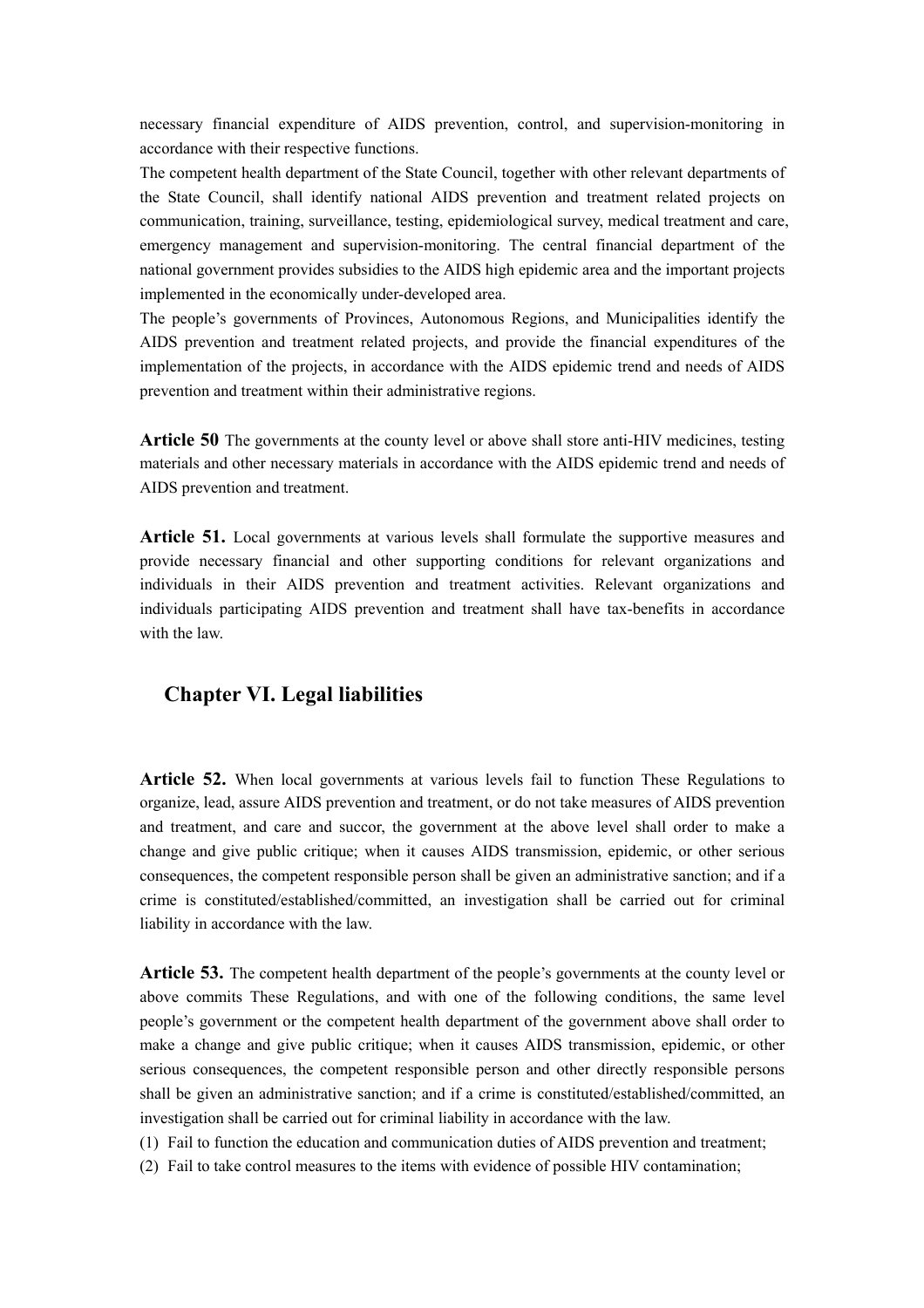necessary financial expenditure of AIDS prevention, control, and supervision-monitoring in accordance with their respective functions.

The competent health department of the State Council, together with other relevant departments of the State Council, shall identify national AIDS prevention and treatment related projects on communication, training, surveillance, testing, epidemiological survey, medical treatment and care, emergency management and supervision-monitoring. The central financial department of the national government provides subsidies to the AIDS high epidemic area and the important projects implemented in the economically under-developed area.

The people's governments of Provinces, Autonomous Regions, and Municipalities identify the AIDS prevention and treatment related projects, and provide the financial expenditures of the implementation of the projects, in accordance with the AIDS epidemic trend and needs of AIDS prevention and treatment within their administrative regions.

**Article 50** The governments at the county level or above shall store anti-HIV medicines, testing materials and other necessary materials in accordance with the AIDS epidemic trend and needs of AIDS prevention and treatment.

**Article 51.** Local governments at various levels shall formulate the supportive measures and provide necessary financial and other supporting conditions for relevant organizations and individuals in their AIDS prevention and treatment activities. Relevant organizations and individuals participating AIDS prevention and treatment shall have tax-benefits in accordance with the law.

## Chapter VI. Legal liabilities

**Article 52.** When local governments at various levels fail to function These Regulations to organize, lead, assure AIDS prevention and treatment, or do not take measures of AIDS prevention and treatment, and care and succor, the government at the above level shall order to make a change and give public critique; when it causes AIDS transmission, epidemic, or other serious consequences, the competent responsible person shall be given an administrative sanction; and if a crime is constituted/established/committed, an investigation shall be carried out for criminal liability in accordance with the law.

**Article 53.** The competent health department of the people's governments at the county level or above commits These Regulations, and with one of the following conditions, the same level people's government or the competent health department of the government above shall order to make a change and give public critique; when it causes AIDS transmission, epidemic, or other serious consequences, the competent responsible person and other directly responsible persons shall be given an administrative sanction; and if a crime is constituted/established/committed, an investigation shall be carried out for criminal liability in accordance with the law.

(1) Fail to function the education and communication duties of AIDS prevention and treatment;

(2) Fail to take control measures to the items with evidence of possible HIV contamination;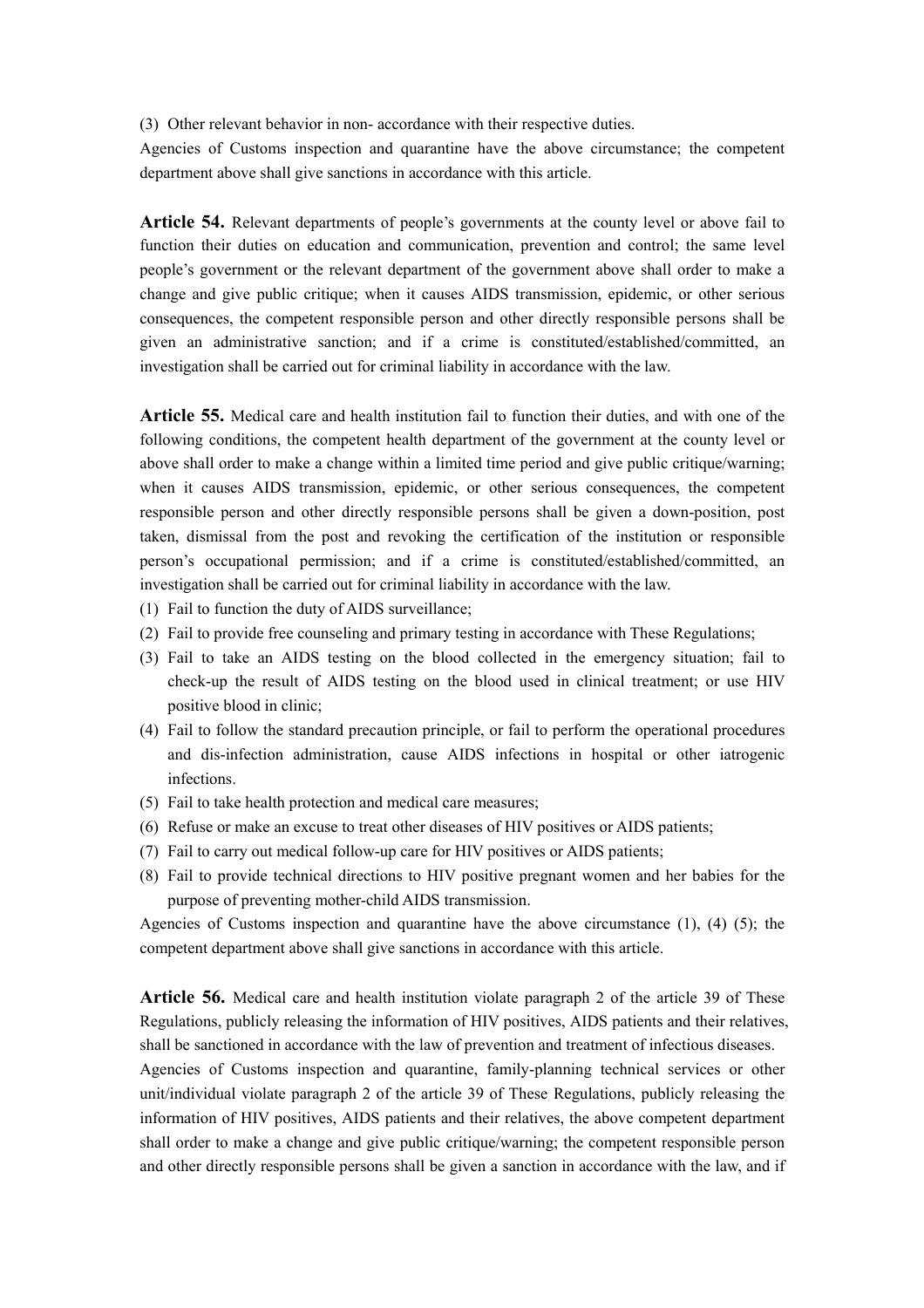(3) Other relevant behavior in non- accordance with their respective duties.

Agencies of Customs inspection and quarantine have the above circumstance; the competent department above shall give sanctions in accordance with this article.

**Article 54.** Relevant departments of people's governments at the county level or above fail to function their duties on education and communication, prevention and control; the same level people's government or the relevant department of the government above shall order to make a change and give public critique; when it causes AIDS transmission, epidemic, or other serious consequences, the competent responsible person and other directly responsible persons shall be given an administrative sanction; and if a crime is constituted/established/committed, an investigation shall be carried out for criminal liability in accordance with the law.

**Article 55.** Medical care and health institution fail to function their duties, and with one of the following conditions, the competent health department of the government at the county level or above shall order to make a change within a limited time period and give public critique/warning; when it causes AIDS transmission, epidemic, or other serious consequences, the competent responsible person and other directly responsible persons shall be given a down-position, post taken, dismissal from the post and revoking the certification of the institution or responsible person's occupational permission; and if a crime is constituted/established/committed, an investigation shall be carried out for criminal liability in accordance with the law.

(1) Fail to function the duty of AIDS surveillance;
(2) Fail to provide free counseling and primary testing in accordance with These Regulations;
(3) Fail to take an AIDS testing on the blood collected in the emergency situation; fail to check-up the result of AIDS testing on the blood used in clinical treatment; or use HIV positive blood in clinic;
(4) Fail to follow the standard precaution principle, or fail to perform the operational procedures and dis-infection administration, cause AIDS infections in hospital or other iatrogenic infections.
(5) Fail to take health protection and medical care measures;
(6) Refuse or make an excuse to treat other diseases of HIV positives or AIDS patients;
(7) Fail to carry out medical follow-up care for HIV positives or AIDS patients;
(8) Fail to provide technical directions to HIV positive pregnant women and her babies for the purpose of preventing mother-child AIDS transmission.

Agencies of Customs inspection and quarantine have the above circumstance (1), (4) (5); the competent department above shall give sanctions in accordance with this article.

**Article 56.** Medical care and health institution violate paragraph 2 of the article 39 of These Regulations, publicly releasing the information of HIV positives, AIDS patients and their relatives, shall be sanctioned in accordance with the law of prevention and treatment of infectious diseases.

Agencies of Customs inspection and quarantine, family-planning technical services or other unit/individual violate paragraph 2 of the article 39 of These Regulations, publicly releasing the information of HIV positives, AIDS patients and their relatives, the above competent department shall order to make a change and give public critique/warning; the competent responsible person and other directly responsible persons shall be given a sanction in accordance with the law, and if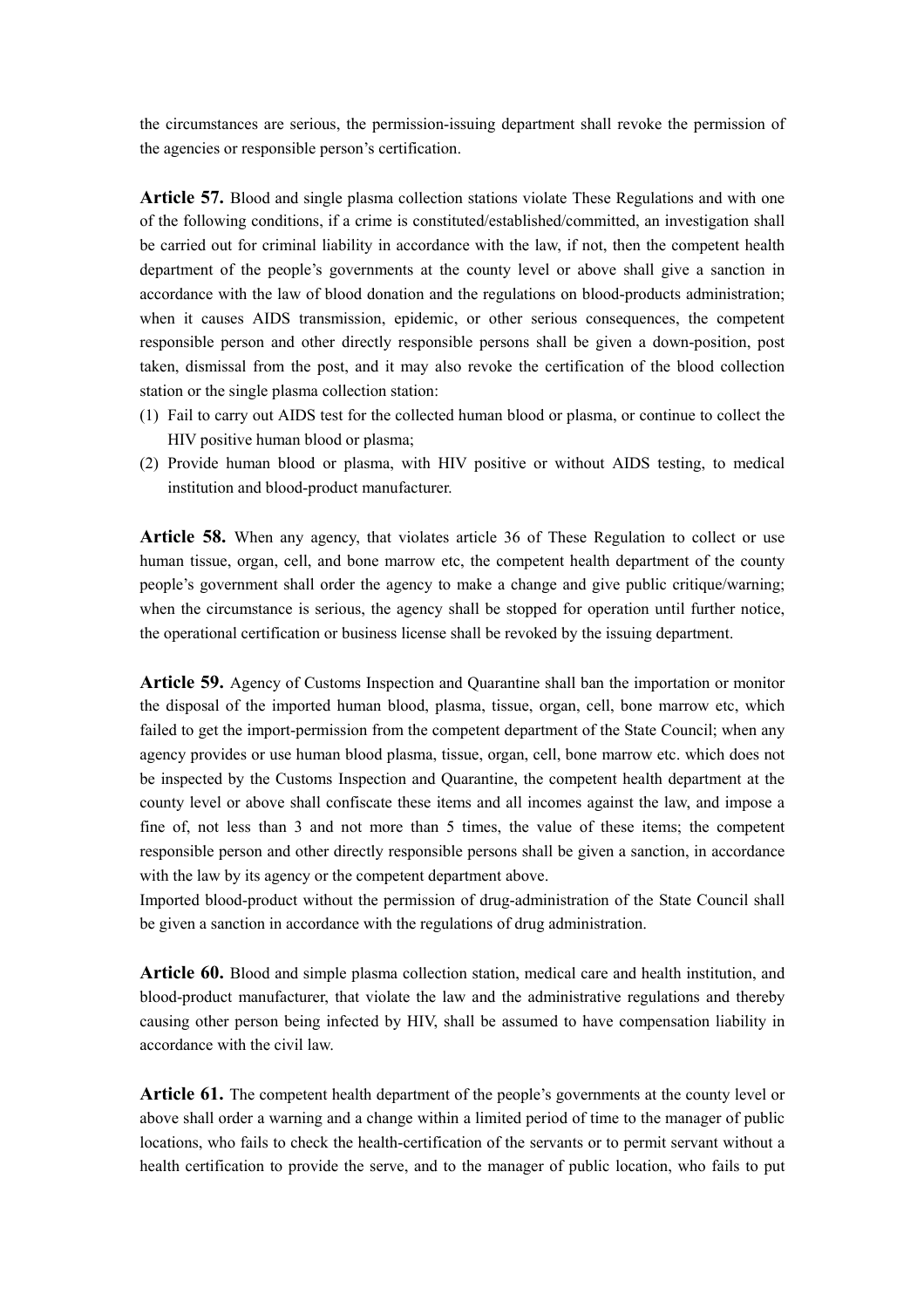the circumstances are serious, the permission-issuing department shall revoke the permission of the agencies or responsible person's certification.

**Article 57.** Blood and single plasma collection stations violate These Regulations and with one of the following conditions, if a crime is constituted/established/committed, an investigation shall be carried out for criminal liability in accordance with the law, if not, then the competent health department of the people's governments at the county level or above shall give a sanction in accordance with the law of blood donation and the regulations on blood-products administration; when it causes AIDS transmission, epidemic, or other serious consequences, the competent responsible person and other directly responsible persons shall be given a down-position, post taken, dismissal from the post, and it may also revoke the certification of the blood collection station or the single plasma collection station:

(1) Fail to carry out AIDS test for the collected human blood or plasma, or continue to collect the HIV positive human blood or plasma;
(2) Provide human blood or plasma, with HIV positive or without AIDS testing, to medical institution and blood-product manufacturer.

**Article 58.** When any agency, that violates article 36 of These Regulation to collect or use human tissue, organ, cell, and bone marrow etc, the competent health department of the county people's government shall order the agency to make a change and give public critique/warning; when the circumstance is serious, the agency shall be stopped for operation until further notice, the operational certification or business license shall be revoked by the issuing department.

**Article 59.** Agency of Customs Inspection and Quarantine shall ban the importation or monitor the disposal of the imported human blood, plasma, tissue, organ, cell, bone marrow etc, which failed to get the import-permission from the competent department of the State Council; when any agency provides or use human blood plasma, tissue, organ, cell, bone marrow etc. which does not be inspected by the Customs Inspection and Quarantine, the competent health department at the county level or above shall confiscate these items and all incomes against the law, and impose a fine of, not less than 3 and not more than 5 times, the value of these items; the competent responsible person and other directly responsible persons shall be given a sanction, in accordance with the law by its agency or the competent department above.

Imported blood-product without the permission of drug-administration of the State Council shall be given a sanction in accordance with the regulations of drug administration.

**Article 60.** Blood and simple plasma collection station, medical care and health institution, and blood-product manufacturer, that violate the law and the administrative regulations and thereby causing other person being infected by HIV, shall be assumed to have compensation liability in accordance with the civil law.

**Article 61.** The competent health department of the people's governments at the county level or above shall order a warning and a change within a limited period of time to the manager of public locations, who fails to check the health-certification of the servants or to permit servant without a health certification to provide the serve, and to the manager of public location, who fails to put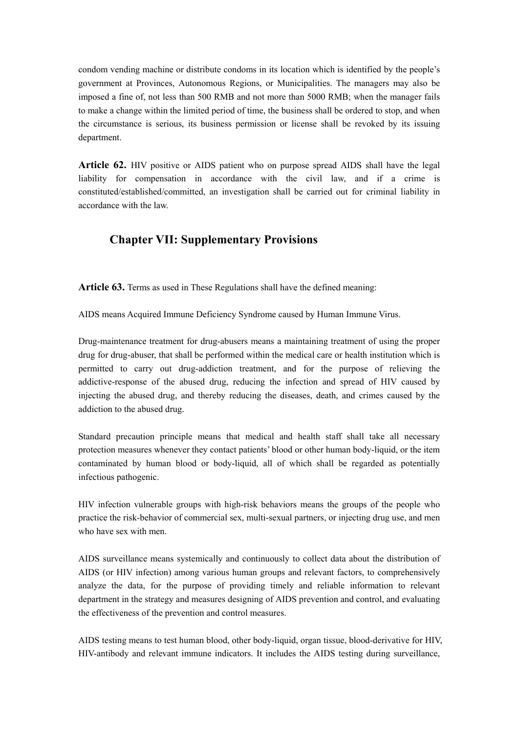condom vending machine or distribute condoms in its location which is identified by the people's government at Provinces, Autonomous Regions, or Municipalities. The managers may also be imposed a fine of, not less than 500 RMB and not more than 5000 RMB; when the manager fails to make a change within the limited period of time, the business shall be ordered to stop, and when the circumstance is serious, its business permission or license shall be revoked by its issuing department.

**Article 62.** HIV positive or AIDS patient who on purpose spread AIDS shall have the legal liability for compensation in accordance with the civil law, and if a crime is constituted/established/committed, an investigation shall be carried out for criminal liability in accordance with the law.

## Chapter VII: Supplementary Provisions

**Article 63.** Terms as used in These Regulations shall have the defined meaning:

AIDS means Acquired Immune Deficiency Syndrome caused by Human Immune Virus.

Drug-maintenance treatment for drug-abusers means a maintaining treatment of using the proper drug for drug-abuser, that shall be performed within the medical care or health institution which is permitted to carry out drug-addiction treatment, and for the purpose of relieving the addictive-response of the abused drug, reducing the infection and spread of HIV caused by injecting the abused drug, and thereby reducing the diseases, death, and crimes caused by the addiction to the abused drug.

Standard precaution principle means that medical and health staff shall take all necessary protection measures whenever they contact patients' blood or other human body-liquid, or the item contaminated by human blood or body-liquid, all of which shall be regarded as potentially infectious pathogenic.

HIV infection vulnerable groups with high-risk behaviors means the groups of the people who practice the risk-behavior of commercial sex, multi-sexual partners, or injecting drug use, and men who have sex with men.

AIDS surveillance means systemically and continuously to collect data about the distribution of AIDS (or HIV infection) among various human groups and relevant factors, to comprehensively analyze the data, for the purpose of providing timely and reliable information to relevant department in the strategy and measures designing of AIDS prevention and control, and evaluating the effectiveness of the prevention and control measures.

AIDS testing means to test human blood, other body-liquid, organ tissue, blood-derivative for HIV, HIV-antibody and relevant immune indicators. It includes the AIDS testing during surveillance,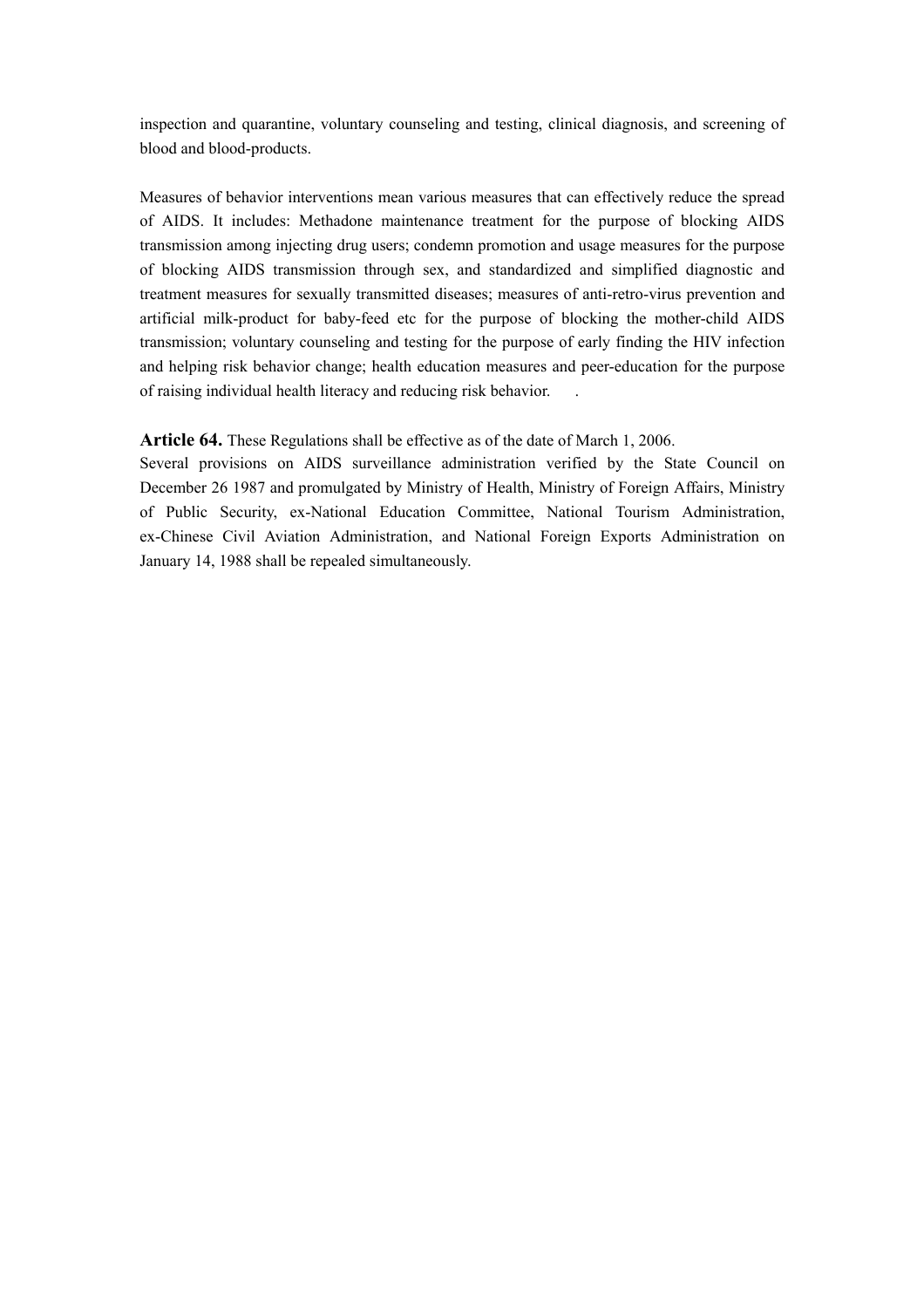inspection and quarantine, voluntary counseling and testing, clinical diagnosis, and screening of blood and blood-products.

Measures of behavior interventions mean various measures that can effectively reduce the spread of AIDS. It includes: Methadone maintenance treatment for the purpose of blocking AIDS transmission among injecting drug users; condemn promotion and usage measures for the purpose of blocking AIDS transmission through sex, and standardized and simplified diagnostic and treatment measures for sexually transmitted diseases; measures of anti-retro-virus prevention and artificial milk-product for baby-feed etc for the purpose of blocking the mother-child AIDS transmission; voluntary counseling and testing for the purpose of early finding the HIV infection and helping risk behavior change; health education measures and peer-education for the purpose of raising individual health literacy and reducing risk behavior. .

**Article 64.** These Regulations shall be effective as of the date of March 1, 2006.

Several provisions on AIDS surveillance administration verified by the State Council on December 26 1987 and promulgated by Ministry of Health, Ministry of Foreign Affairs, Ministry of Public Security, ex-National Education Committee, National Tourism Administration, ex-Chinese Civil Aviation Administration, and National Foreign Exports Administration on January 14, 1988 shall be repealed simultaneously.